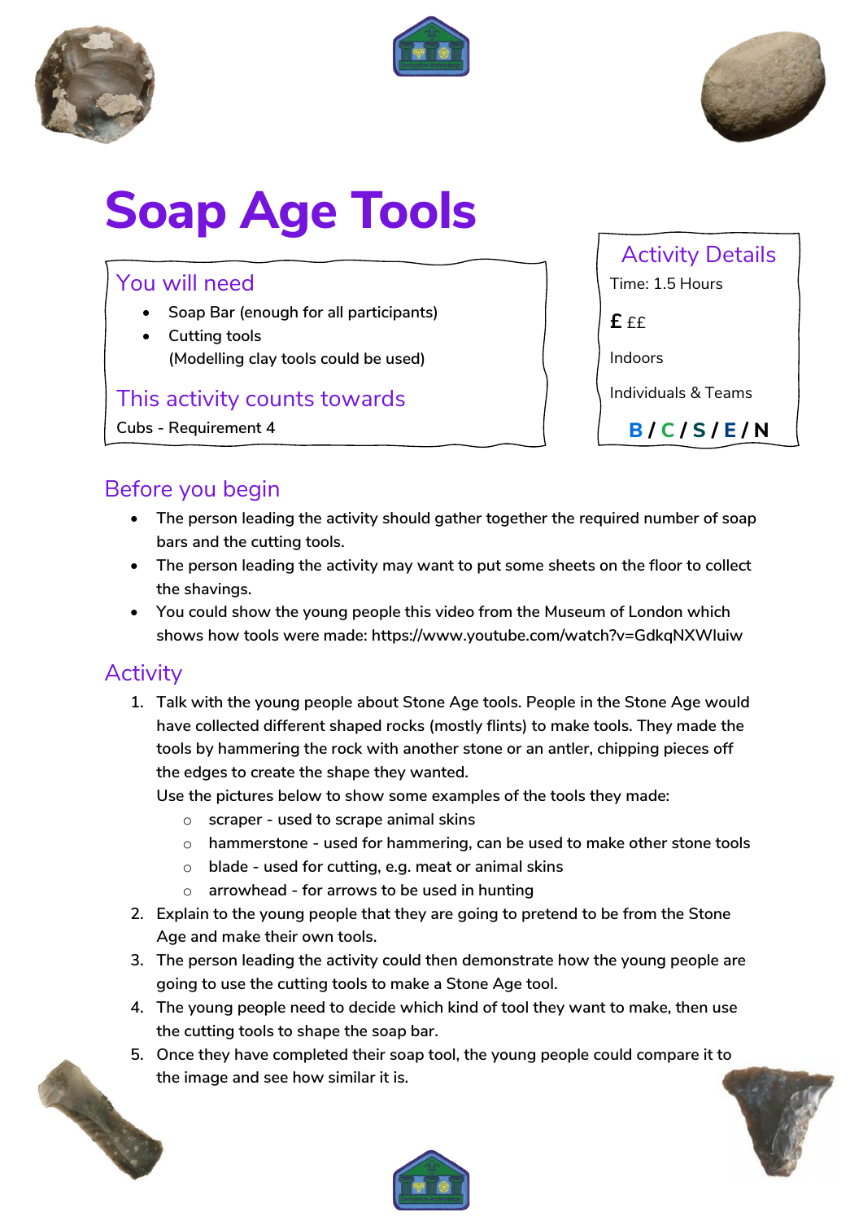# Soap Age Tools

## You will need

- Soap Bar (enough for all participants)
- Cutting tools
  (Modelling clay tools could be used)

## This activity counts towards

Cubs - Requirement 4

## Activity Details

Time: 1.5 Hours

**£** ££

Indoors

Individuals & Teams

**B / C / S / E / N**

## Before you begin

- The person leading the activity should gather together the required number of soap bars and the cutting tools.
- The person leading the activity may want to put some sheets on the floor to collect the shavings.
- You could show the young people this video from the Museum of London which shows how tools were made: https://www.youtube.com/watch?v=GdkqNXWluiw

## Activity

1. Talk with the young people about Stone Age tools. People in the Stone Age would have collected different shaped rocks (mostly flints) to make tools. They made the tools by hammering the rock with another stone or an antler, chipping pieces off the edges to create the shape they wanted.
   Use the pictures below to show some examples of the tools they made:
   - scraper - used to scrape animal skins
   - hammerstone - used for hammering, can be used to make other stone tools
   - blade - used for cutting, e.g. meat or animal skins
   - arrowhead - for arrows to be used in hunting
2. Explain to the young people that they are going to pretend to be from the Stone Age and make their own tools.
3. The person leading the activity could then demonstrate how the young people are going to use the cutting tools to make a Stone Age tool.
4. The young people need to decide which kind of tool they want to make, then use the cutting tools to shape the soap bar.
5. Once they have completed their soap tool, the young people could compare it to the image and see how similar it is.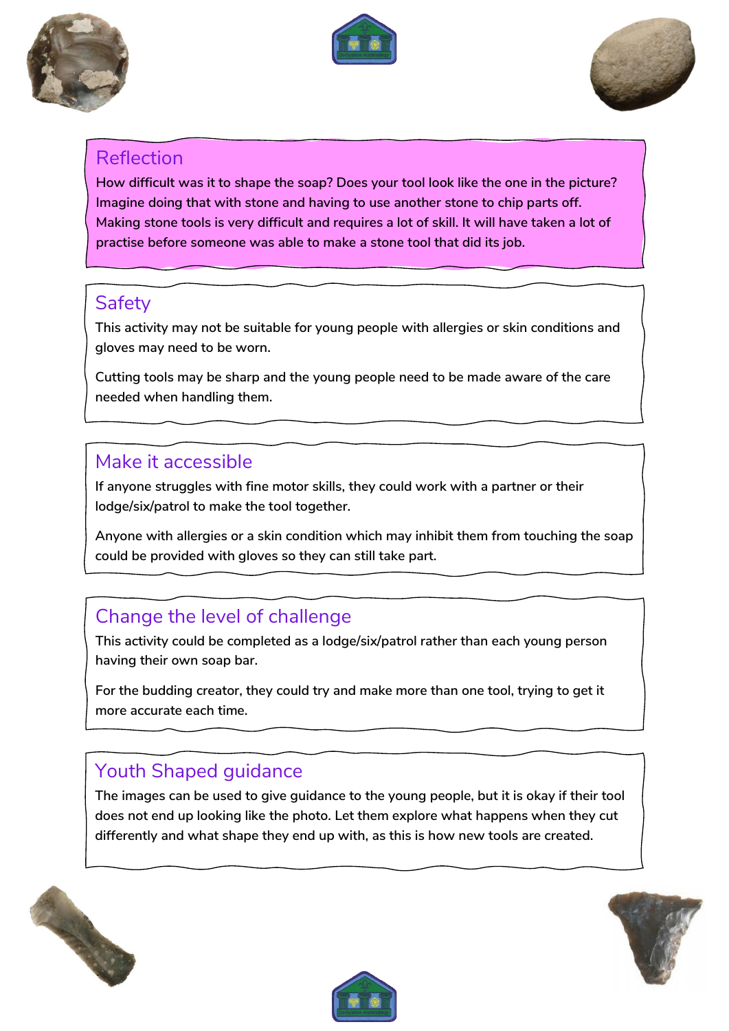## Reflection

How difficult was it to shape the soap? Does your tool look like the one in the picture? Imagine doing that with stone and having to use another stone to chip parts off. Making stone tools is very difficult and requires a lot of skill. It will have taken a lot of practise before someone was able to make a stone tool that did its job.

## Safety

This activity may not be suitable for young people with allergies or skin conditions and gloves may need to be worn.

Cutting tools may be sharp and the young people need to be made aware of the care needed when handling them.

## Make it accessible

If anyone struggles with fine motor skills, they could work with a partner or their lodge/six/patrol to make the tool together.

Anyone with allergies or a skin condition which may inhibit them from touching the soap could be provided with gloves so they can still take part.

## Change the level of challenge

This activity could be completed as a lodge/six/patrol rather than each young person having their own soap bar.

For the budding creator, they could try and make more than one tool, trying to get it more accurate each time.

## Youth Shaped guidance

The images can be used to give guidance to the young people, but it is okay if their tool does not end up looking like the photo. Let them explore what happens when they cut differently and what shape they end up with, as this is how new tools are created.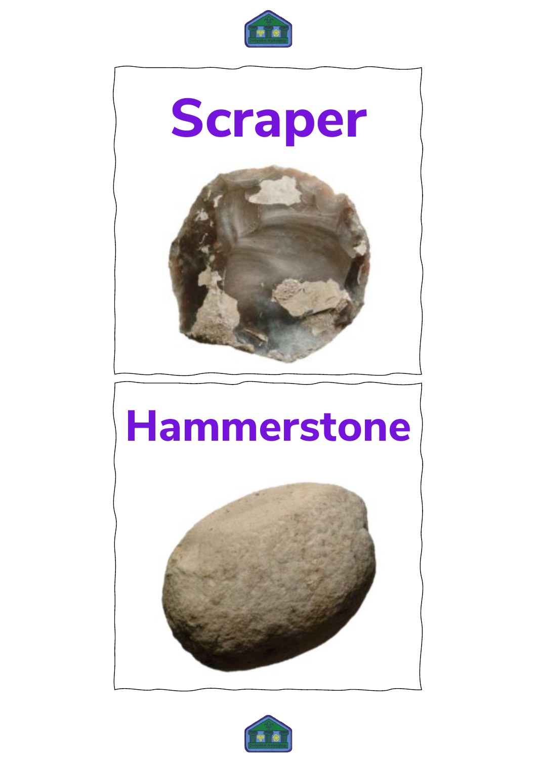# Scraper

# Hammerstone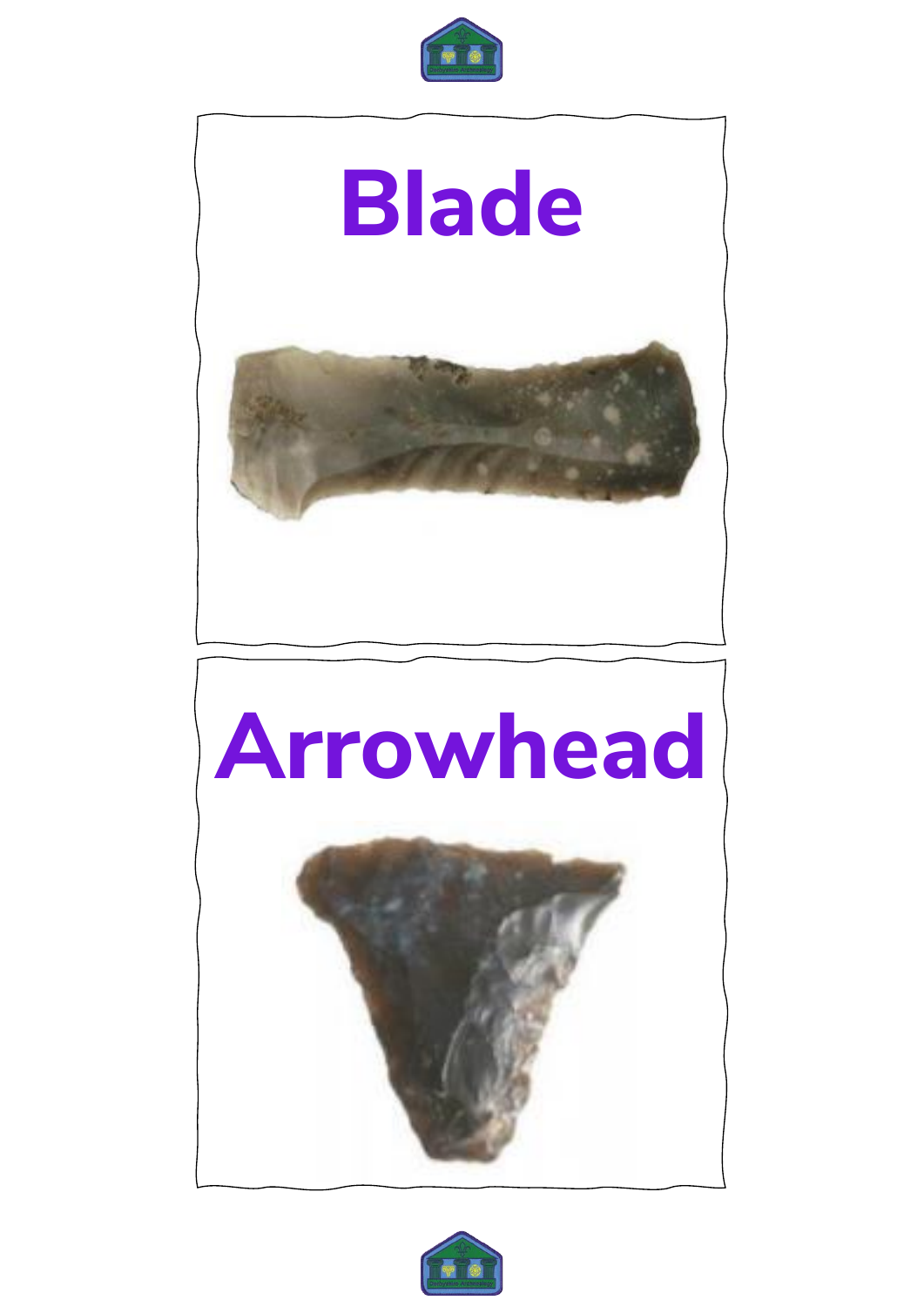# Blade

# Arrowhead